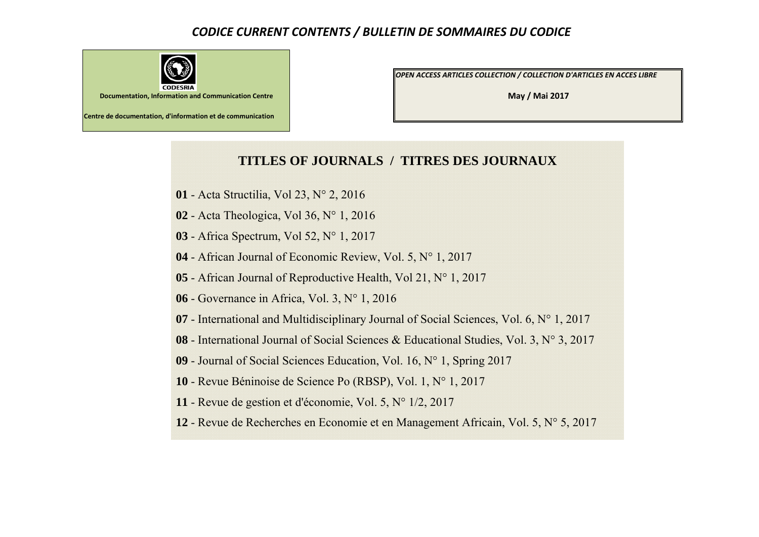# *CODICE CURRENT CONTENTS / BULLETIN DE SOMMAIRES DU CODICE*

CODESRIA

**Documentation, Information and Communication Centre**

**Centre de documentation, d'information et de communication**

***OPEN ACCESS ARTICLES COLLECTION / COLLECTION D'ARTICLES EN ACCES LIBRE***

**May / Mai 2017**

## TITLES OF JOURNALS / TITRES DES JOURNAUX

**01** - Acta Structilia, Vol 23, N° 2, 2016

**02** - Acta Theologica, Vol 36, N° 1, 2016

**03** - Africa Spectrum, Vol 52, N° 1, 2017

**04** - African Journal of Economic Review, Vol. 5, N° 1, 2017

**05** - African Journal of Reproductive Health, Vol 21, N° 1, 2017

**06** - Governance in Africa, Vol. 3, N° 1, 2016

**07** - International and Multidisciplinary Journal of Social Sciences, Vol. 6, N° 1, 2017

**08** - International Journal of Social Sciences & Educational Studies, Vol. 3, N° 3, 2017

**09** - Journal of Social Sciences Education, Vol. 16, N° 1, Spring 2017

**10** - Revue Béninoise de Science Po (RBSP), Vol. 1, N° 1, 2017

**11** - Revue de gestion et d'économie, Vol. 5, N° 1/2, 2017

**12** - Revue de Recherches en Economie et en Management Africain, Vol. 5, N° 5, 2017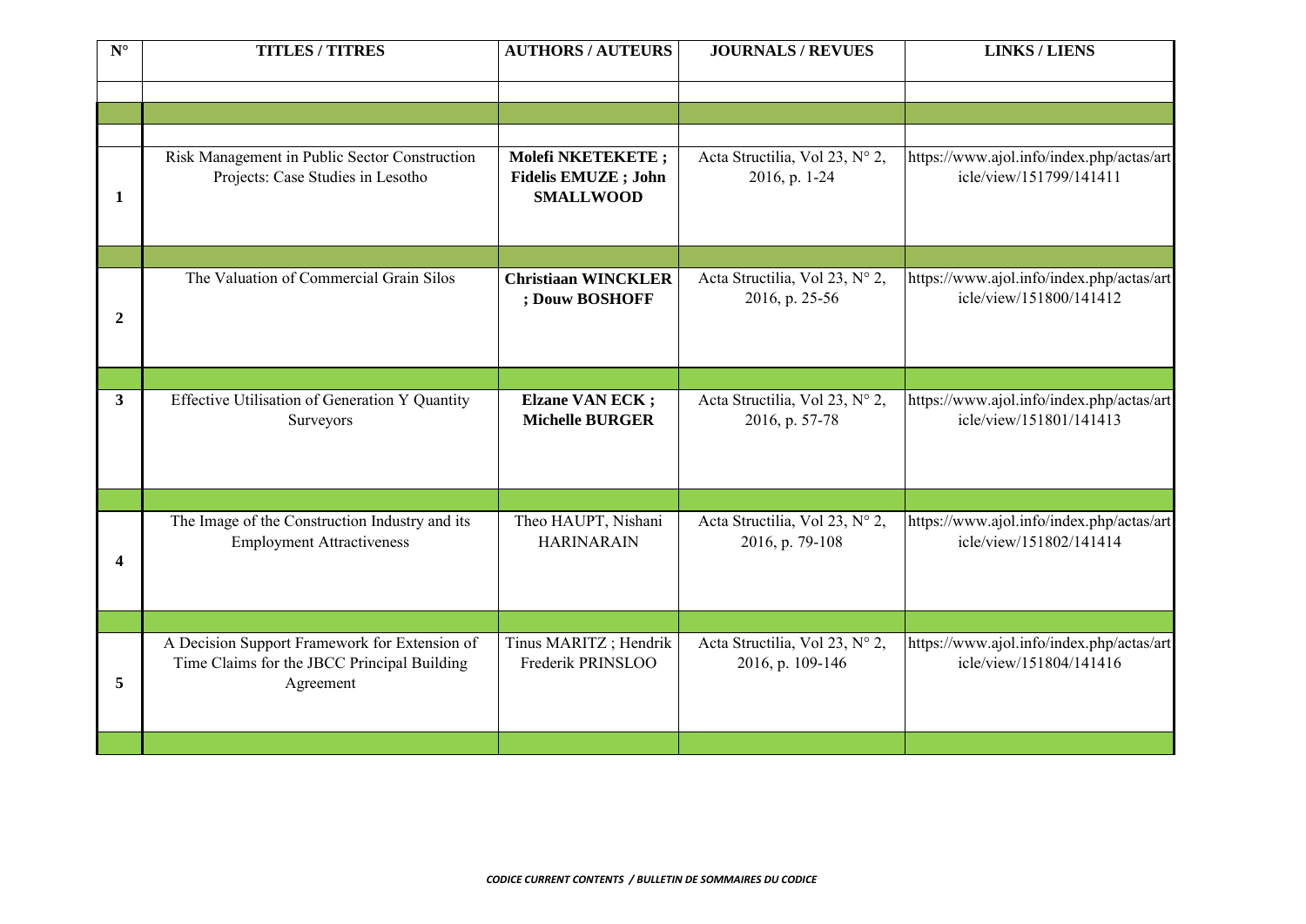| N° | TITLES / TITRES | AUTHORS / AUTEURS | JOURNALS / REVUES | LINKS / LIENS |
|---|---|---|---|---|
| 1 | Risk Management in Public Sector Construction Projects: Case Studies in Lesotho | **Molefi NKETEKETE ; Fidelis EMUZE ; John SMALLWOOD** | Acta Structilia, Vol 23, N° 2, 2016, p. 1-24 | https://www.ajol.info/index.php/actas/article/view/151799/141411 |
| 2 | The Valuation of Commercial Grain Silos | **Christiaan WINCKLER ; Douw BOSHOFF** | Acta Structilia, Vol 23, N° 2, 2016, p. 25-56 | https://www.ajol.info/index.php/actas/article/view/151800/141412 |
| 3 | Effective Utilisation of Generation Y Quantity Surveyors | **Elzane VAN ECK ; Michelle BURGER** | Acta Structilia, Vol 23, N° 2, 2016, p. 57-78 | https://www.ajol.info/index.php/actas/article/view/151801/141413 |
| 4 | The Image of the Construction Industry and its Employment Attractiveness | Theo HAUPT, Nishani HARINARAIN | Acta Structilia, Vol 23, N° 2, 2016, p. 79-108 | https://www.ajol.info/index.php/actas/article/view/151802/141414 |
| 5 | A Decision Support Framework for Extension of Time Claims for the JBCC Principal Building Agreement | Tinus MARITZ ; Hendrik Frederik PRINSLOO | Acta Structilia, Vol 23, N° 2, 2016, p. 109-146 | https://www.ajol.info/index.php/actas/article/view/151804/141416 |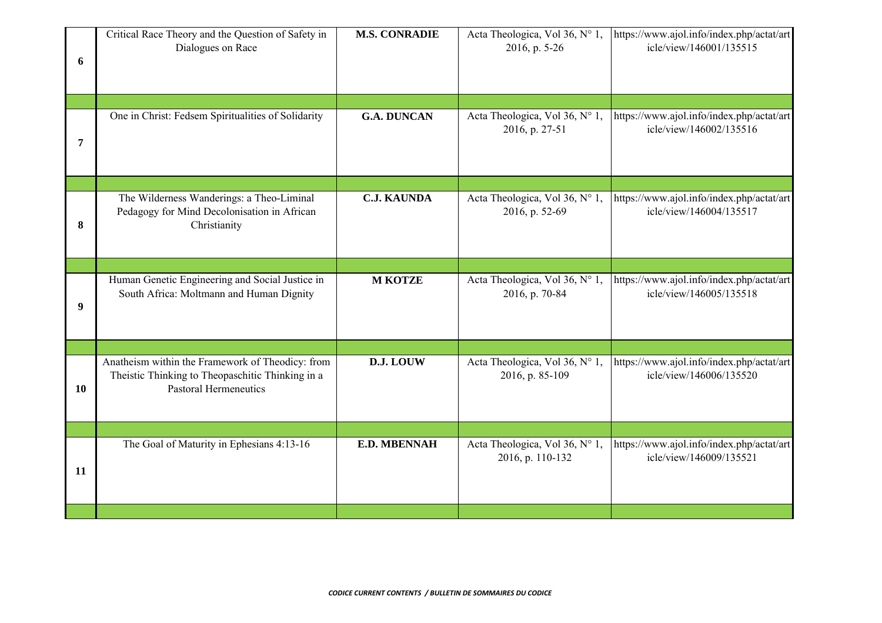| | | | | |
|---|---|---|---|---|
| **6** | Critical Race Theory and the Question of Safety in Dialogues on Race | **M.S. CONRADIE** | Acta Theologica, Vol 36, N° 1, 2016, p. 5-26 | https://www.ajol.info/index.php/actat/article/view/146001/135515 |
| | | | | |
| **7** | One in Christ: Fedsem Spiritualities of Solidarity | **G.A. DUNCAN** | Acta Theologica, Vol 36, N° 1, 2016, p. 27-51 | https://www.ajol.info/index.php/actat/article/view/146002/135516 |
| | | | | |
| **8** | The Wilderness Wanderings: a Theo-Liminal Pedagogy for Mind Decolonisation in African Christianity | **C.J. KAUNDA** | Acta Theologica, Vol 36, N° 1, 2016, p. 52-69 | https://www.ajol.info/index.php/actat/article/view/146004/135517 |
| | | | | |
| **9** | Human Genetic Engineering and Social Justice in South Africa: Moltmann and Human Dignity | **M KOTZE** | Acta Theologica, Vol 36, N° 1, 2016, p. 70-84 | https://www.ajol.info/index.php/actat/article/view/146005/135518 |
| | | | | |
| **10** | Anatheism within the Framework of Theodicy: from Theistic Thinking to Theopaschitic Thinking in a Pastoral Hermeneutics | **D.J. LOUW** | Acta Theologica, Vol 36, N° 1, 2016, p. 85-109 | https://www.ajol.info/index.php/actat/article/view/146006/135520 |
| | | | | |
| **11** | The Goal of Maturity in Ephesians 4:13-16 | **E.D. MBENNAH** | Acta Theologica, Vol 36, N° 1, 2016, p. 110-132 | https://www.ajol.info/index.php/actat/article/view/146009/135521 |
| | | | | |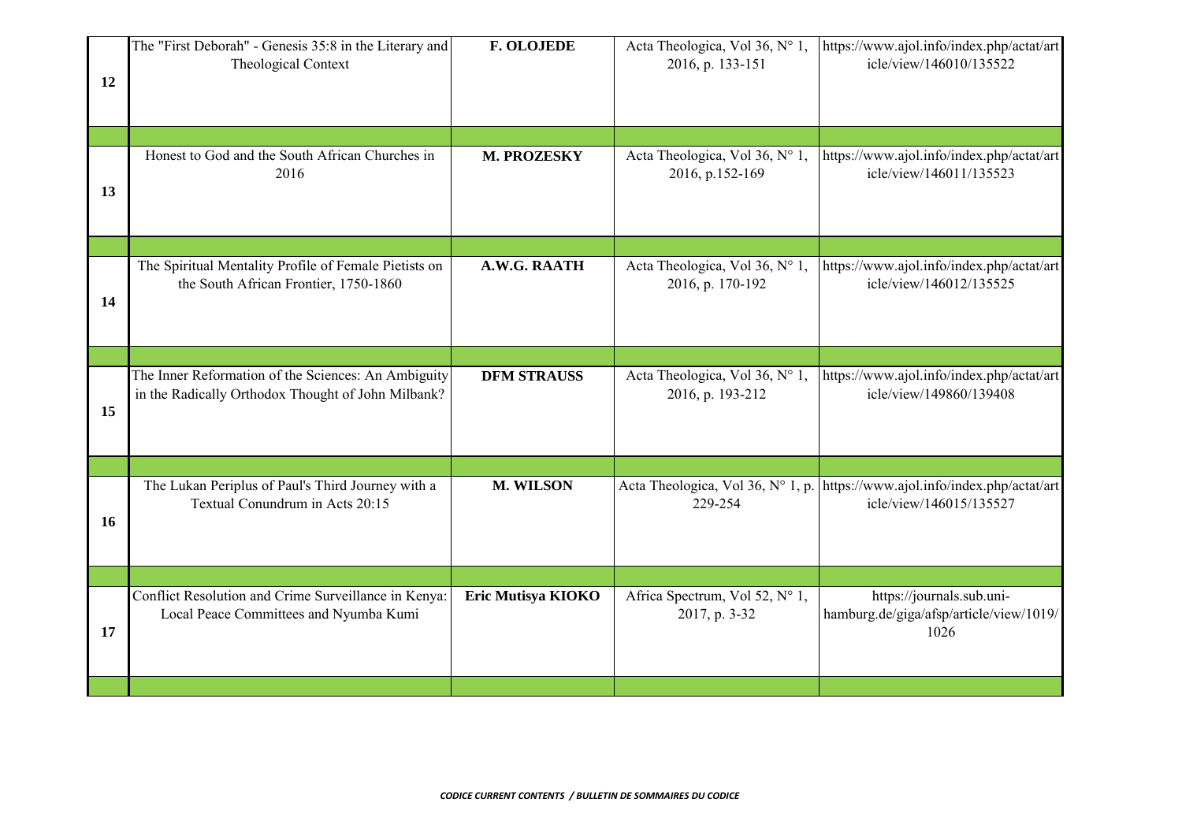| | | | | |
|---|---|---|---|---|
| **12** | The "First Deborah" - Genesis 35:8 in the Literary and Theological Context | **F. OLOJEDE** | Acta Theologica, Vol 36, N° 1, 2016, p. 133-151 | https://www.ajol.info/index.php/actat/article/view/146010/135522 |
| | | | | |
| **13** | Honest to God and the South African Churches in 2016 | **M. PROZESKY** | Acta Theologica, Vol 36, N° 1, 2016, p.152-169 | https://www.ajol.info/index.php/actat/article/view/146011/135523 |
| | | | | |
| **14** | The Spiritual Mentality Profile of Female Pietists on the South African Frontier, 1750-1860 | **A.W.G. RAATH** | Acta Theologica, Vol 36, N° 1, 2016, p. 170-192 | https://www.ajol.info/index.php/actat/article/view/146012/135525 |
| | | | | |
| **15** | The Inner Reformation of the Sciences: An Ambiguity in the Radically Orthodox Thought of John Milbank? | **DFM STRAUSS** | Acta Theologica, Vol 36, N° 1, 2016, p. 193-212 | https://www.ajol.info/index.php/actat/article/view/149860/139408 |
| | | | | |
| **16** | The Lukan Periplus of Paul's Third Journey with a Textual Conundrum in Acts 20:15 | **M. WILSON** | Acta Theologica, Vol 36, N° 1, p. 229-254 | https://www.ajol.info/index.php/actat/article/view/146015/135527 |
| | | | | |
| **17** | Conflict Resolution and Crime Surveillance in Kenya: Local Peace Committees and Nyumba Kumi | **Eric Mutisya KIOKO** | Africa Spectrum, Vol 52, N° 1, 2017, p. 3-32 | https://journals.sub.uni-hamburg.de/giga/afsp/article/view/1019/1026 |
| | | | | |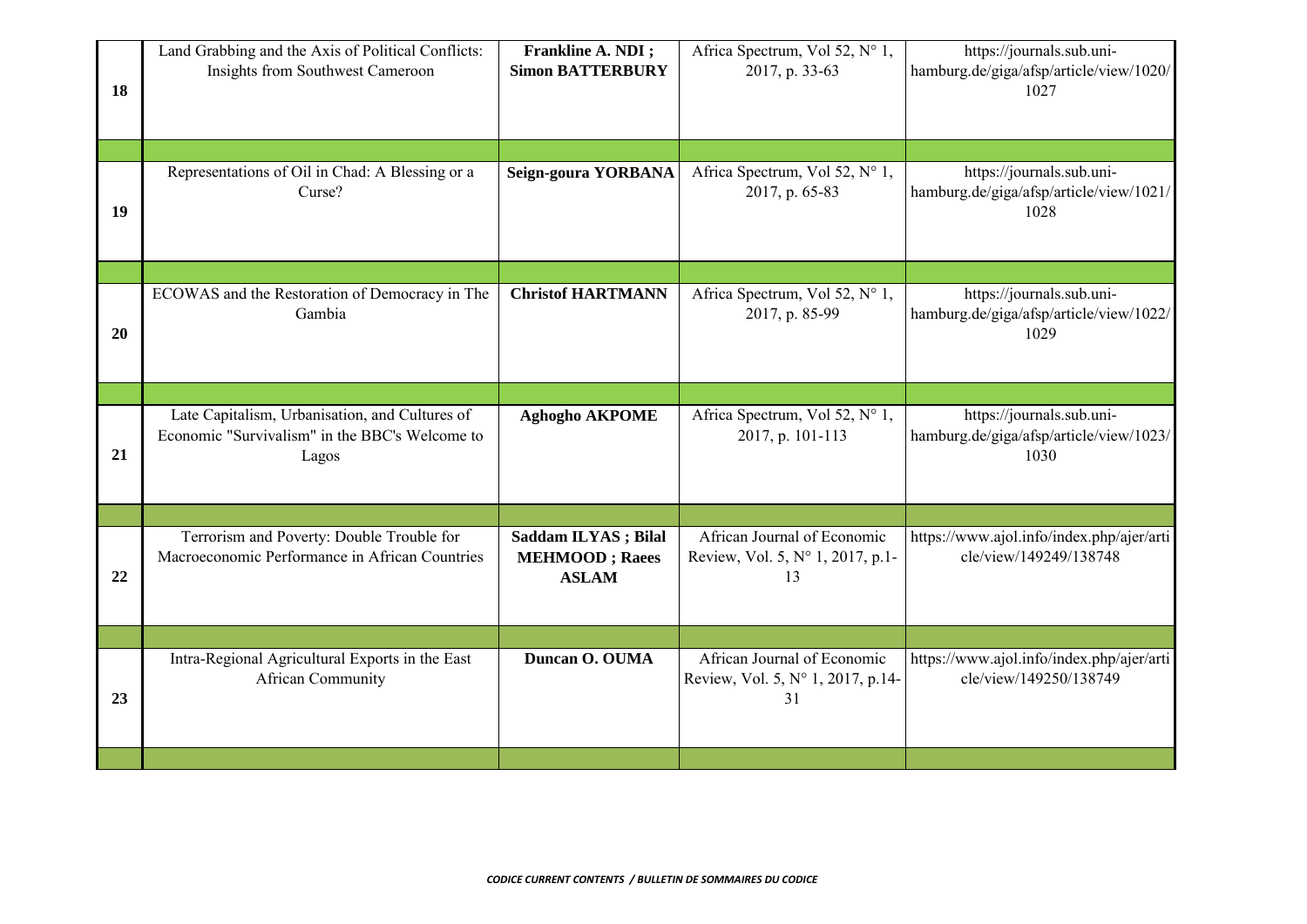| | | | | |
|---|---|---|---|---|
| **18** | Land Grabbing and the Axis of Political Conflicts: Insights from Southwest Cameroon | **Frankline A. NDI ; Simon BATTERBURY** | Africa Spectrum, Vol 52, N° 1, 2017, p. 33-63 | https://journals.sub.uni-hamburg.de/giga/afsp/article/view/1020/1027 |
| | | | | |
| **19** | Representations of Oil in Chad: A Blessing or a Curse? | **Seign-goura YORBANA** | Africa Spectrum, Vol 52, N° 1, 2017, p. 65-83 | https://journals.sub.uni-hamburg.de/giga/afsp/article/view/1021/1028 |
| | | | | |
| **20** | ECOWAS and the Restoration of Democracy in The Gambia | **Christof HARTMANN** | Africa Spectrum, Vol 52, N° 1, 2017, p. 85-99 | https://journals.sub.uni-hamburg.de/giga/afsp/article/view/1022/1029 |
| | | | | |
| **21** | Late Capitalism, Urbanisation, and Cultures of Economic "Survivalism" in the BBC's Welcome to Lagos | **Aghogho AKPOME** | Africa Spectrum, Vol 52, N° 1, 2017, p. 101-113 | https://journals.sub.uni-hamburg.de/giga/afsp/article/view/1023/1030 |
| | | | | |
| **22** | Terrorism and Poverty: Double Trouble for Macroeconomic Performance in African Countries | **Saddam ILYAS ; Bilal MEHMOOD ; Raees ASLAM** | African Journal of Economic Review, Vol. 5, N° 1, 2017, p.1-13 | https://www.ajol.info/index.php/ajer/article/view/149249/138748 |
| | | | | |
| **23** | Intra-Regional Agricultural Exports in the East African Community | **Duncan O. OUMA** | African Journal of Economic Review, Vol. 5, N° 1, 2017, p.14-31 | https://www.ajol.info/index.php/ajer/article/view/149250/138749 |
| | | | | |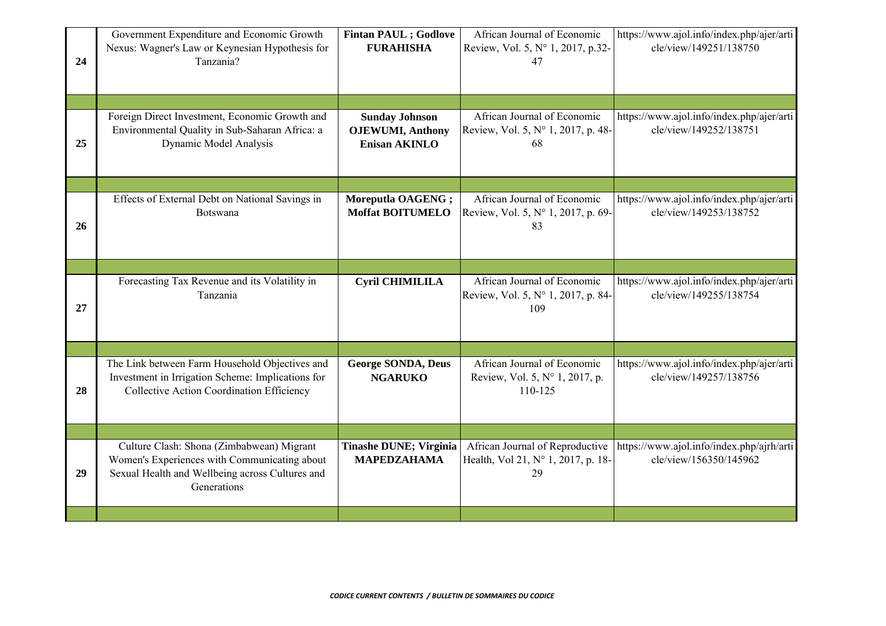| | | | | |
|---|---|---|---|---|
| 24 | Government Expenditure and Economic Growth Nexus: Wagner's Law or Keynesian Hypothesis for Tanzania? | **Fintan PAUL ; Godlove FURAHISHA** | African Journal of Economic Review, Vol. 5, N° 1, 2017, p.32-47 | https://www.ajol.info/index.php/ajer/article/view/149251/138750 |
| | | | | |
| 25 | Foreign Direct Investment, Economic Growth and Environmental Quality in Sub-Saharan Africa: a Dynamic Model Analysis | **Sunday Johnson OJEWUMI, Anthony Enisan AKINLO** | African Journal of Economic Review, Vol. 5, N° 1, 2017, p. 48-68 | https://www.ajol.info/index.php/ajer/article/view/149252/138751 |
| | | | | |
| 26 | Effects of External Debt on National Savings in Botswana | **Moreputla OAGENG ; Moffat BOITUMELO** | African Journal of Economic Review, Vol. 5, N° 1, 2017, p. 69-83 | https://www.ajol.info/index.php/ajer/article/view/149253/138752 |
| | | | | |
| 27 | Forecasting Tax Revenue and its Volatility in Tanzania | **Cyril CHIMILILA** | African Journal of Economic Review, Vol. 5, N° 1, 2017, p. 84-109 | https://www.ajol.info/index.php/ajer/article/view/149255/138754 |
| | | | | |
| 28 | The Link between Farm Household Objectives and Investment in Irrigation Scheme: Implications for Collective Action Coordination Efficiency | **George SONDA, Deus NGARUKO** | African Journal of Economic Review, Vol. 5, N° 1, 2017, p. 110-125 | https://www.ajol.info/index.php/ajer/article/view/149257/138756 |
| | | | | |
| 29 | Culture Clash: Shona (Zimbabwean) Migrant Women's Experiences with Communicating about Sexual Health and Wellbeing across Cultures and Generations | **Tinashe DUNE; Virginia MAPEDZAHAMA** | African Journal of Reproductive Health, Vol 21, N° 1, 2017, p. 18-29 | https://www.ajol.info/index.php/ajrh/article/view/156350/145962 |
| | | | | |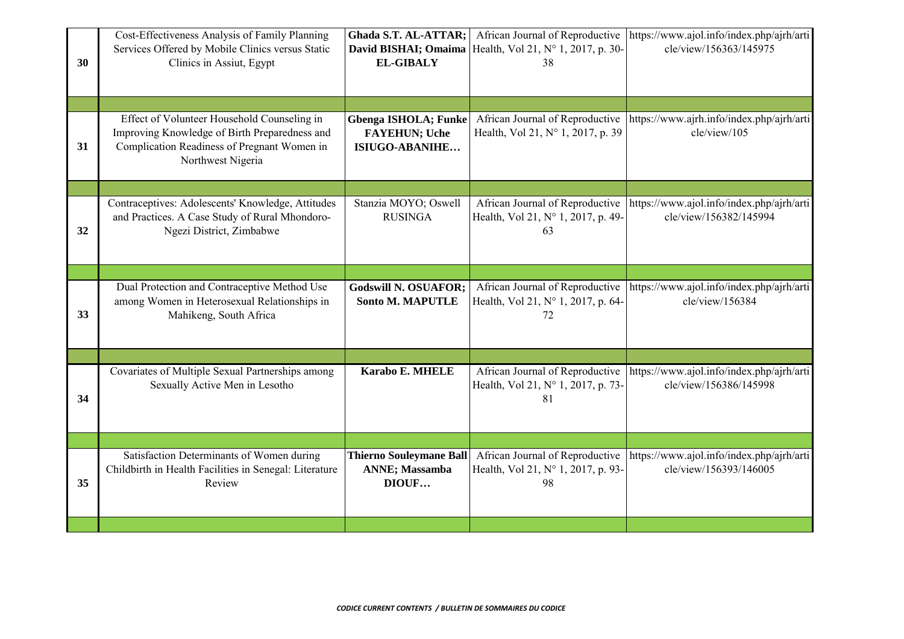| | | | | |
|---|---|---|---|---|
| 30 | Cost-Effectiveness Analysis of Family Planning Services Offered by Mobile Clinics versus Static Clinics in Assiut, Egypt | **Ghada S.T. AL-ATTAR; David BISHAI; Omaima EL-GIBALY** | African Journal of Reproductive Health, Vol 21, N° 1, 2017, p. 30-38 | https://www.ajol.info/index.php/ajrh/article/view/156363/145975 |
| | | | | |
| 31 | Effect of Volunteer Household Counseling in Improving Knowledge of Birth Preparedness and Complication Readiness of Pregnant Women in Northwest Nigeria | **Gbenga ISHOLA; Funke FAYEHUN; Uche ISIUGO-ABANIHE…** | African Journal of Reproductive Health, Vol 21, N° 1, 2017, p. 39 | https://www.ajrh.info/index.php/ajrh/article/view/105 |
| | | | | |
| 32 | Contraceptives: Adolescents' Knowledge, Attitudes and Practices. A Case Study of Rural Mhondoro-Ngezi District, Zimbabwe | Stanzia MOYO; Oswell RUSINGA | African Journal of Reproductive Health, Vol 21, N° 1, 2017, p. 49-63 | https://www.ajol.info/index.php/ajrh/article/view/156382/145994 |
| | | | | |
| 33 | Dual Protection and Contraceptive Method Use among Women in Heterosexual Relationships in Mahikeng, South Africa | **Godswill N. OSUAFOR; Sonto M. MAPUTLE** | African Journal of Reproductive Health, Vol 21, N° 1, 2017, p. 64-72 | https://www.ajol.info/index.php/ajrh/article/view/156384 |
| | | | | |
| 34 | Covariates of Multiple Sexual Partnerships among Sexually Active Men in Lesotho | **Karabo E. MHELE** | African Journal of Reproductive Health, Vol 21, N° 1, 2017, p. 73-81 | https://www.ajol.info/index.php/ajrh/article/view/156386/145998 |
| | | | | |
| 35 | Satisfaction Determinants of Women during Childbirth in Health Facilities in Senegal: Literature Review | **Thierno Souleymane Ball ANNE; Massamba DIOUF…** | African Journal of Reproductive Health, Vol 21, N° 1, 2017, p. 93-98 | https://www.ajol.info/index.php/ajrh/article/view/156393/146005 |
| | | | | |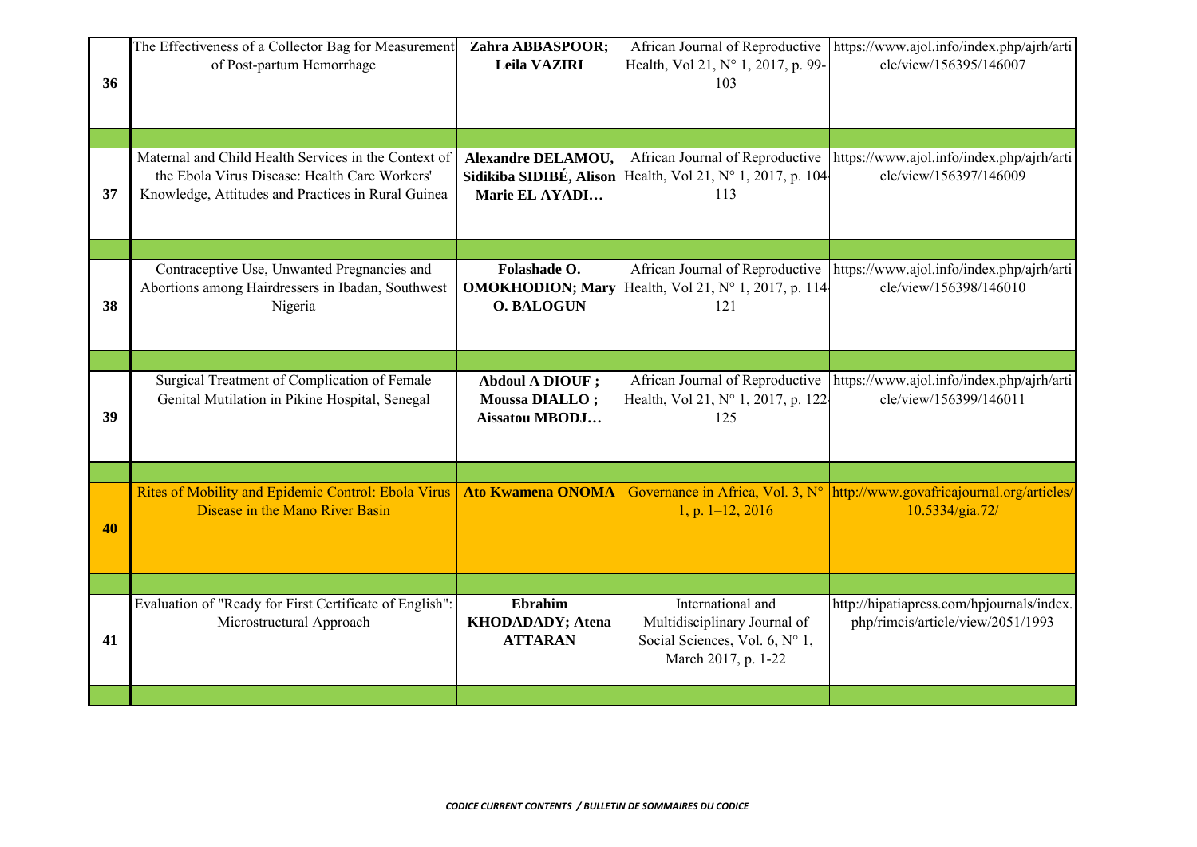| | | | | |
|---|---|---|---|---|
| 36 | The Effectiveness of a Collector Bag for Measurement of Post-partum Hemorrhage | **Zahra ABBASPOOR; Leila VAZIRI** | African Journal of Reproductive Health, Vol 21, N° 1, 2017, p. 99-103 | https://www.ajol.info/index.php/ajrh/article/view/156395/146007 |
| | | | | |
| 37 | Maternal and Child Health Services in the Context of the Ebola Virus Disease: Health Care Workers' Knowledge, Attitudes and Practices in Rural Guinea | **Alexandre DELAMOU, Sidikiba SIDIBÉ, Alison Marie EL AYADI…** | African Journal of Reproductive Health, Vol 21, N° 1, 2017, p. 104-113 | https://www.ajol.info/index.php/ajrh/article/view/156397/146009 |
| | | | | |
| 38 | Contraceptive Use, Unwanted Pregnancies and Abortions among Hairdressers in Ibadan, Southwest Nigeria | **Folashade O. OMOKHODION; Mary O. BALOGUN** | African Journal of Reproductive Health, Vol 21, N° 1, 2017, p. 114-121 | https://www.ajol.info/index.php/ajrh/article/view/156398/146010 |
| | | | | |
| 39 | Surgical Treatment of Complication of Female Genital Mutilation in Pikine Hospital, Senegal | **Abdoul A DIOUF ; Moussa DIALLO ; Aissatou MBODJ…** | African Journal of Reproductive Health, Vol 21, N° 1, 2017, p. 122-125 | https://www.ajol.info/index.php/ajrh/article/view/156399/146011 |
| | | | | |
| 40 | Rites of Mobility and Epidemic Control: Ebola Virus Disease in the Mano River Basin | **Ato Kwamena ONOMA** | Governance in Africa, Vol. 3, N° 1, p. 1–12, 2016 | http://www.govafricajournal.org/articles/10.5334/gia.72/ |
| | | | | |
| 41 | Evaluation of "Ready for First Certificate of English": Microstructural Approach | **Ebrahim KHODADADY; Atena ATTARAN** | International and Multidisciplinary Journal of Social Sciences, Vol. 6, N° 1, March 2017, p. 1-22 | http://hipatiapress.com/hpjournals/index.php/rimcis/article/view/2051/1993 |
| | | | | |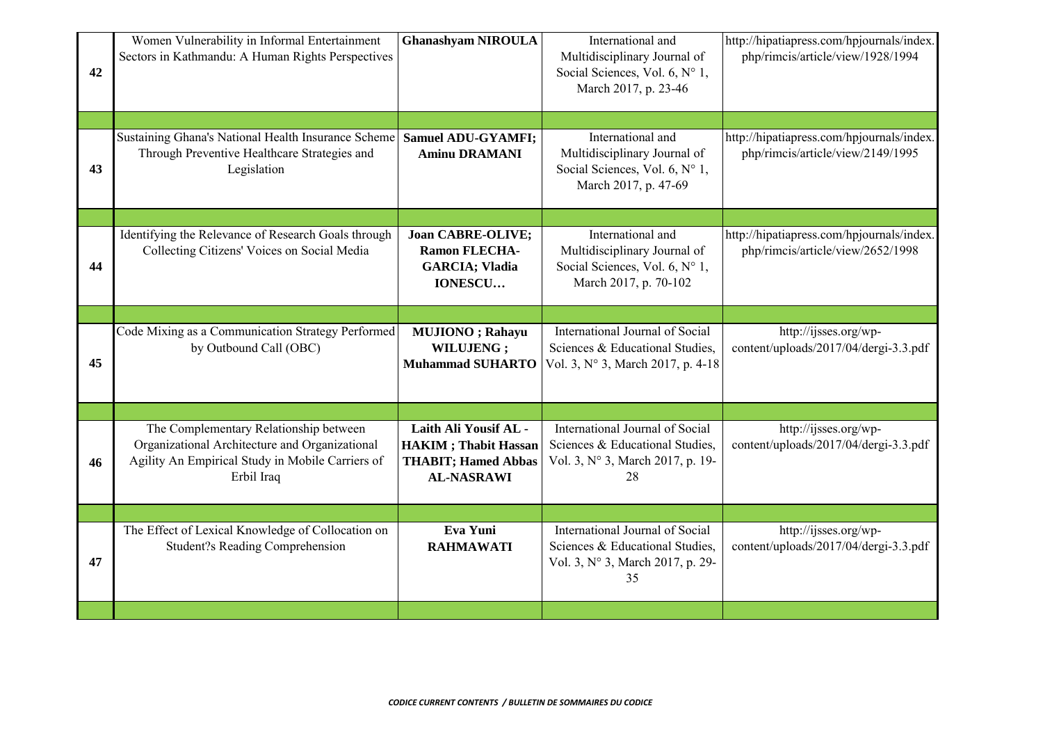| | | | | |
|---|---|---|---|---|
| 42 | Women Vulnerability in Informal Entertainment Sectors in Kathmandu: A Human Rights Perspectives | **Ghanashyam NIROULA** | International and Multidisciplinary Journal of Social Sciences, Vol. 6, N° 1, March 2017, p. 23-46 | http://hipatiapress.com/hpjournals/index.php/rimcis/article/view/1928/1994 |
| | | | | |
| 43 | Sustaining Ghana's National Health Insurance Scheme Through Preventive Healthcare Strategies and Legislation | **Samuel ADU-GYAMFI; Aminu DRAMANI** | International and Multidisciplinary Journal of Social Sciences, Vol. 6, N° 1, March 2017, p. 47-69 | http://hipatiapress.com/hpjournals/index.php/rimcis/article/view/2149/1995 |
| | | | | |
| 44 | Identifying the Relevance of Research Goals through Collecting Citizens' Voices on Social Media | **Joan CABRE-OLIVE; Ramon FLECHA-GARCIA; Vladia IONESCU…** | International and Multidisciplinary Journal of Social Sciences, Vol. 6, N° 1, March 2017, p. 70-102 | http://hipatiapress.com/hpjournals/index.php/rimcis/article/view/2652/1998 |
| | | | | |
| 45 | Code Mixing as a Communication Strategy Performed by Outbound Call (OBC) | **MUJIONO ; Rahayu WILUJENG ; Muhammad SUHARTO** | International Journal of Social Sciences & Educational Studies, Vol. 3, N° 3, March 2017, p. 4-18 | http://ijsses.org/wp-content/uploads/2017/04/dergi-3.3.pdf |
| | | | | |
| 46 | The Complementary Relationship between Organizational Architecture and Organizational Agility An Empirical Study in Mobile Carriers of Erbil Iraq | **Laith Ali Yousif AL - HAKIM ; Thabit Hassan THABIT; Hamed Abbas AL-NASRAWI** | International Journal of Social Sciences & Educational Studies, Vol. 3, N° 3, March 2017, p. 19-28 | http://ijsses.org/wp-content/uploads/2017/04/dergi-3.3.pdf |
| | | | | |
| 47 | The Effect of Lexical Knowledge of Collocation on Student?s Reading Comprehension | **Eva Yuni RAHMAWATI** | International Journal of Social Sciences & Educational Studies, Vol. 3, N° 3, March 2017, p. 29-35 | http://ijsses.org/wp-content/uploads/2017/04/dergi-3.3.pdf |
| | | | | |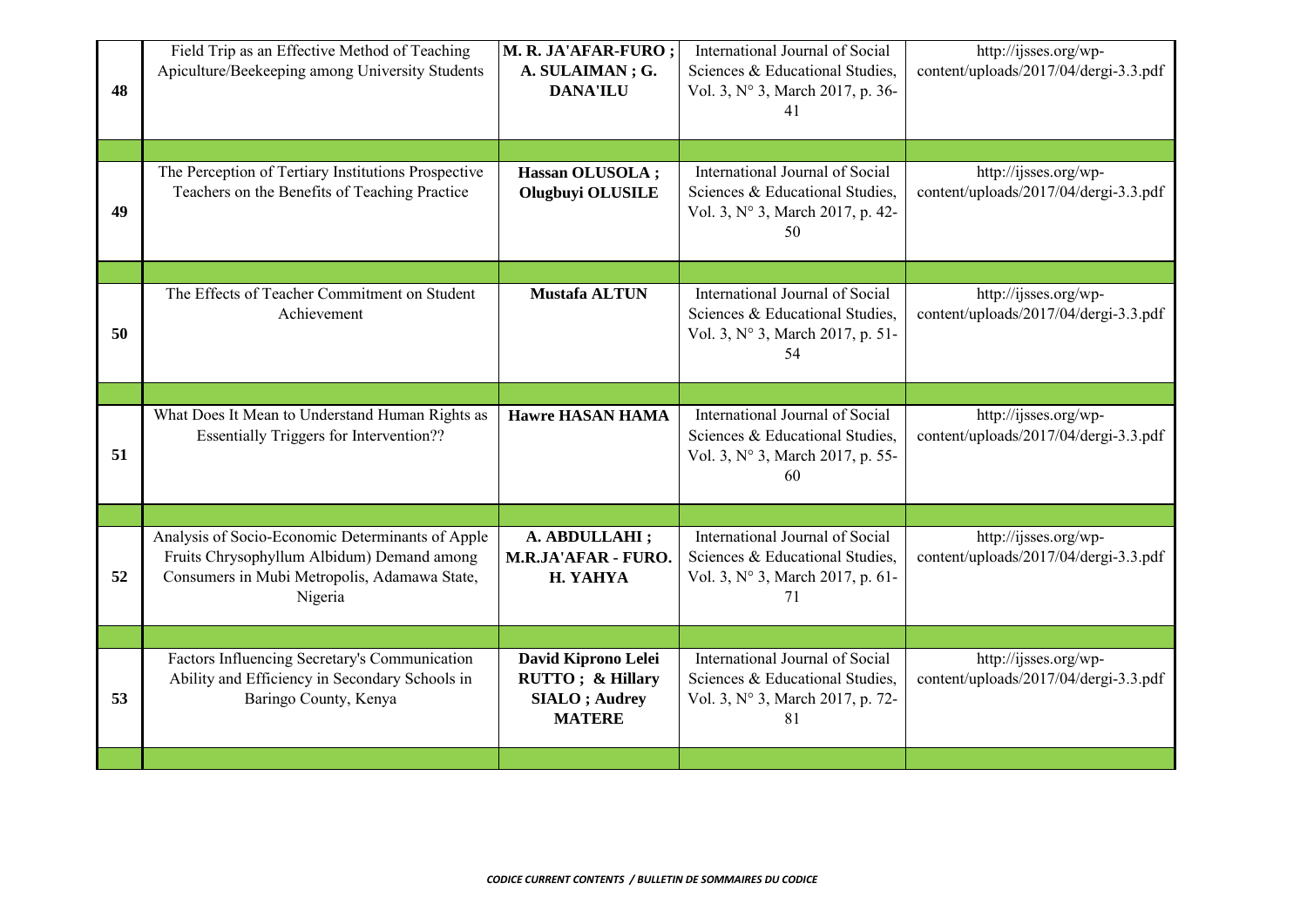| | | | | |
|---|---|---|---|---|
| 48 | Field Trip as an Effective Method of Teaching Apiculture/Beekeeping among University Students | **M. R. JA'AFAR-FURO ; A. SULAIMAN ; G. DANA'ILU** | International Journal of Social Sciences & Educational Studies, Vol. 3, N° 3, March 2017, p. 36-41 | http://ijsses.org/wp-content/uploads/2017/04/dergi-3.3.pdf |
| | | | | |
| 49 | The Perception of Tertiary Institutions Prospective Teachers on the Benefits of Teaching Practice | **Hassan OLUSOLA ; Olugbuyi OLUSILE** | International Journal of Social Sciences & Educational Studies, Vol. 3, N° 3, March 2017, p. 42-50 | http://ijsses.org/wp-content/uploads/2017/04/dergi-3.3.pdf |
| | | | | |
| 50 | The Effects of Teacher Commitment on Student Achievement | **Mustafa ALTUN** | International Journal of Social Sciences & Educational Studies, Vol. 3, N° 3, March 2017, p. 51-54 | http://ijsses.org/wp-content/uploads/2017/04/dergi-3.3.pdf |
| | | | | |
| 51 | What Does It Mean to Understand Human Rights as Essentially Triggers for Intervention?? | **Hawre HASAN HAMA** | International Journal of Social Sciences & Educational Studies, Vol. 3, N° 3, March 2017, p. 55-60 | http://ijsses.org/wp-content/uploads/2017/04/dergi-3.3.pdf |
| | | | | |
| 52 | Analysis of Socio-Economic Determinants of Apple Fruits Chrysophyllum Albidum) Demand among Consumers in Mubi Metropolis, Adamawa State, Nigeria | **A. ABDULLAHI ; M.R.JA'AFAR - FURO. H. YAHYA** | International Journal of Social Sciences & Educational Studies, Vol. 3, N° 3, March 2017, p. 61-71 | http://ijsses.org/wp-content/uploads/2017/04/dergi-3.3.pdf |
| | | | | |
| 53 | Factors Influencing Secretary's Communication Ability and Efficiency in Secondary Schools in Baringo County, Kenya | **David Kiprono Lelei RUTTO ; & Hillary SIALO ; Audrey MATERE** | International Journal of Social Sciences & Educational Studies, Vol. 3, N° 3, March 2017, p. 72-81 | http://ijsses.org/wp-content/uploads/2017/04/dergi-3.3.pdf |
| | | | | |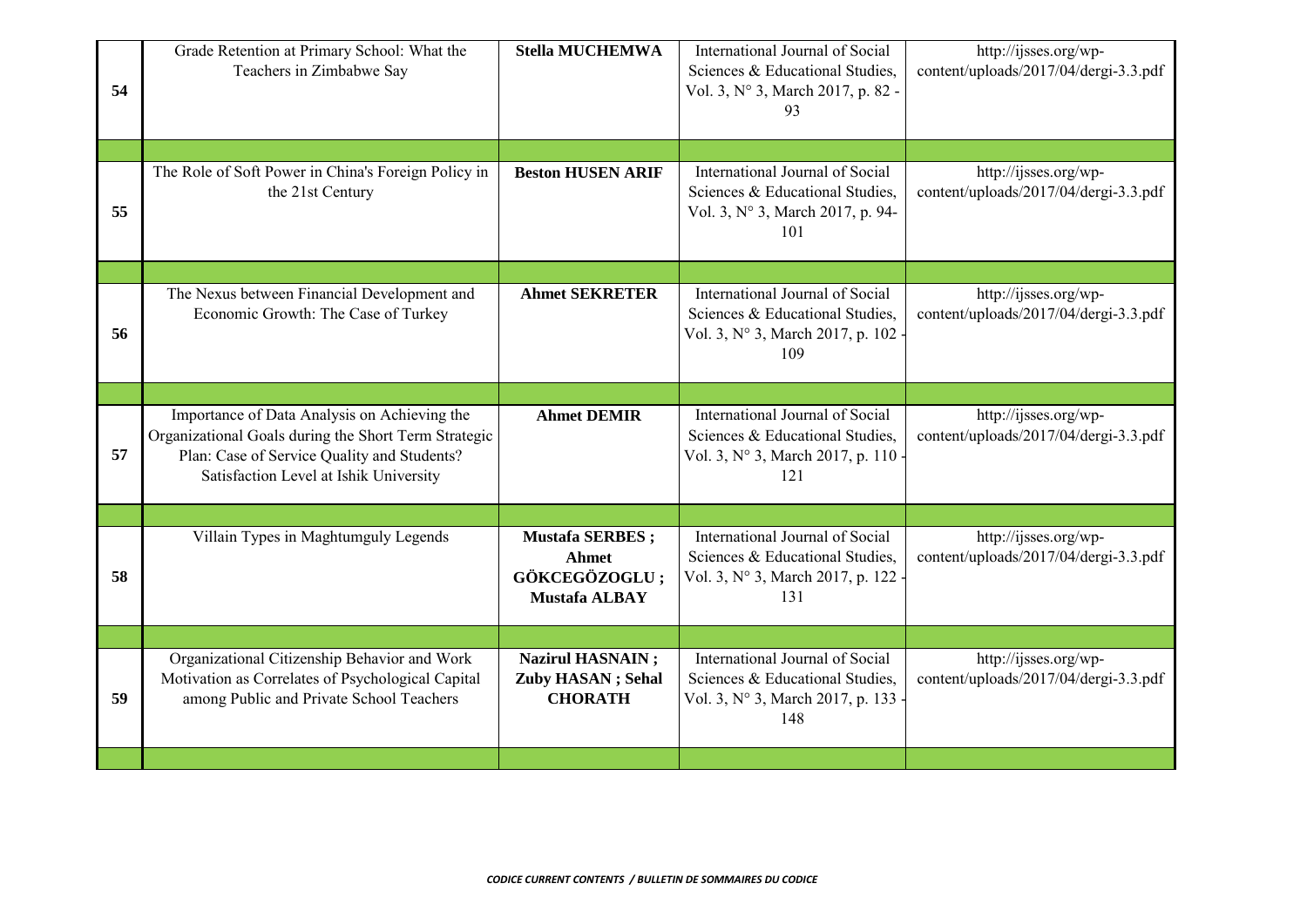| | | | | |
|---|---|---|---|---|
| 54 | Grade Retention at Primary School: What the Teachers in Zimbabwe Say | **Stella MUCHEMWA** | International Journal of Social Sciences & Educational Studies, Vol. 3, N° 3, March 2017, p. 82 - 93 | http://ijsses.org/wp-content/uploads/2017/04/dergi-3.3.pdf |
| | | | | |
| 55 | The Role of Soft Power in China's Foreign Policy in the 21st Century | **Beston HUSEN ARIF** | International Journal of Social Sciences & Educational Studies, Vol. 3, N° 3, March 2017, p. 94-101 | http://ijsses.org/wp-content/uploads/2017/04/dergi-3.3.pdf |
| | | | | |
| 56 | The Nexus between Financial Development and Economic Growth: The Case of Turkey | **Ahmet SEKRETER** | International Journal of Social Sciences & Educational Studies, Vol. 3, N° 3, March 2017, p. 102 - 109 | http://ijsses.org/wp-content/uploads/2017/04/dergi-3.3.pdf |
| | | | | |
| 57 | Importance of Data Analysis on Achieving the Organizational Goals during the Short Term Strategic Plan: Case of Service Quality and Students? Satisfaction Level at Ishik University | **Ahmet DEMIR** | International Journal of Social Sciences & Educational Studies, Vol. 3, N° 3, March 2017, p. 110 - 121 | http://ijsses.org/wp-content/uploads/2017/04/dergi-3.3.pdf |
| | | | | |
| 58 | Villain Types in Maghtumguly Legends | **Mustafa SERBES ; Ahmet GÖKCEGÖZOGLU ; Mustafa ALBAY** | International Journal of Social Sciences & Educational Studies, Vol. 3, N° 3, March 2017, p. 122 - 131 | http://ijsses.org/wp-content/uploads/2017/04/dergi-3.3.pdf |
| | | | | |
| 59 | Organizational Citizenship Behavior and Work Motivation as Correlates of Psychological Capital among Public and Private School Teachers | **Nazirul HASNAIN ; Zuby HASAN ; Sehal CHORATH** | International Journal of Social Sciences & Educational Studies, Vol. 3, N° 3, March 2017, p. 133 - 148 | http://ijsses.org/wp-content/uploads/2017/04/dergi-3.3.pdf |
| | | | | |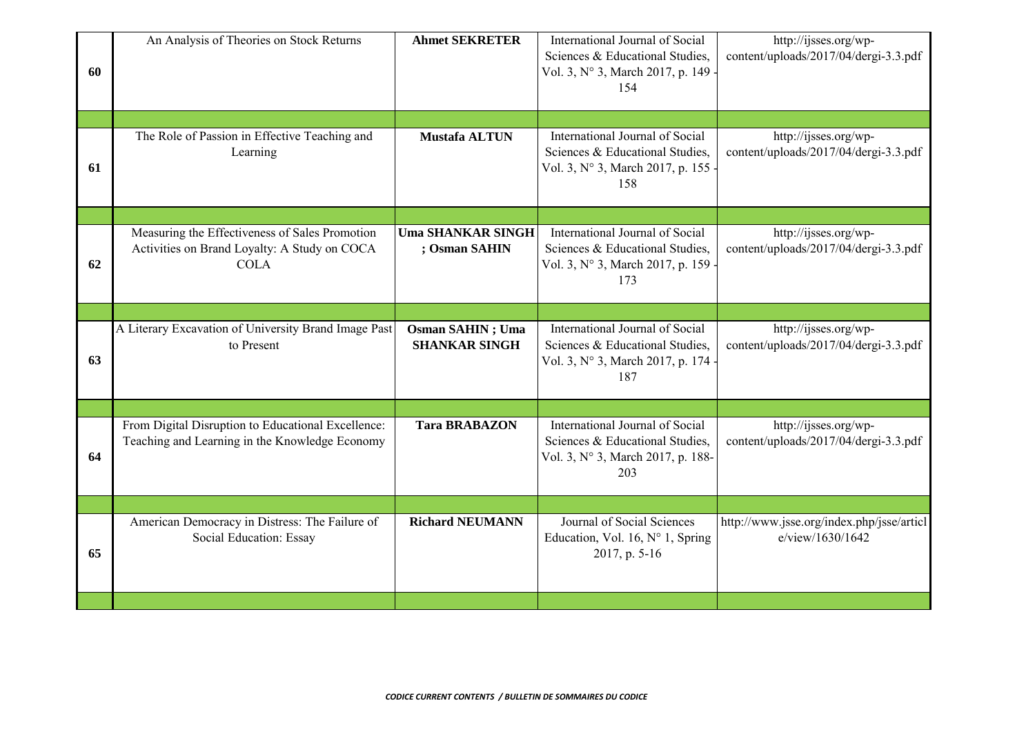| | | | | |
|---|---|---|---|---|
| 60 | An Analysis of Theories on Stock Returns | **Ahmet SEKRETER** | International Journal of Social Sciences & Educational Studies, Vol. 3, N° 3, March 2017, p. 149 - 154 | http://ijsses.org/wp-content/uploads/2017/04/dergi-3.3.pdf |
| | | | | |
| 61 | The Role of Passion in Effective Teaching and Learning | **Mustafa ALTUN** | International Journal of Social Sciences & Educational Studies, Vol. 3, N° 3, March 2017, p. 155 - 158 | http://ijsses.org/wp-content/uploads/2017/04/dergi-3.3.pdf |
| | | | | |
| 62 | Measuring the Effectiveness of Sales Promotion Activities on Brand Loyalty: A Study on COCA COLA | **Uma SHANKAR SINGH ; Osman SAHIN** | International Journal of Social Sciences & Educational Studies, Vol. 3, N° 3, March 2017, p. 159 - 173 | http://ijsses.org/wp-content/uploads/2017/04/dergi-3.3.pdf |
| | | | | |
| 63 | A Literary Excavation of University Brand Image Past to Present | **Osman SAHIN ; Uma SHANKAR SINGH** | International Journal of Social Sciences & Educational Studies, Vol. 3, N° 3, March 2017, p. 174 - 187 | http://ijsses.org/wp-content/uploads/2017/04/dergi-3.3.pdf |
| | | | | |
| 64 | From Digital Disruption to Educational Excellence: Teaching and Learning in the Knowledge Economy | **Tara BRABAZON** | International Journal of Social Sciences & Educational Studies, Vol. 3, N° 3, March 2017, p. 188-203 | http://ijsses.org/wp-content/uploads/2017/04/dergi-3.3.pdf |
| | | | | |
| 65 | American Democracy in Distress: The Failure of Social Education: Essay | **Richard NEUMANN** | Journal of Social Sciences Education, Vol. 16, N° 1, Spring 2017, p. 5-16 | http://www.jsse.org/index.php/jsse/article/view/1630/1642 |
| | | | | |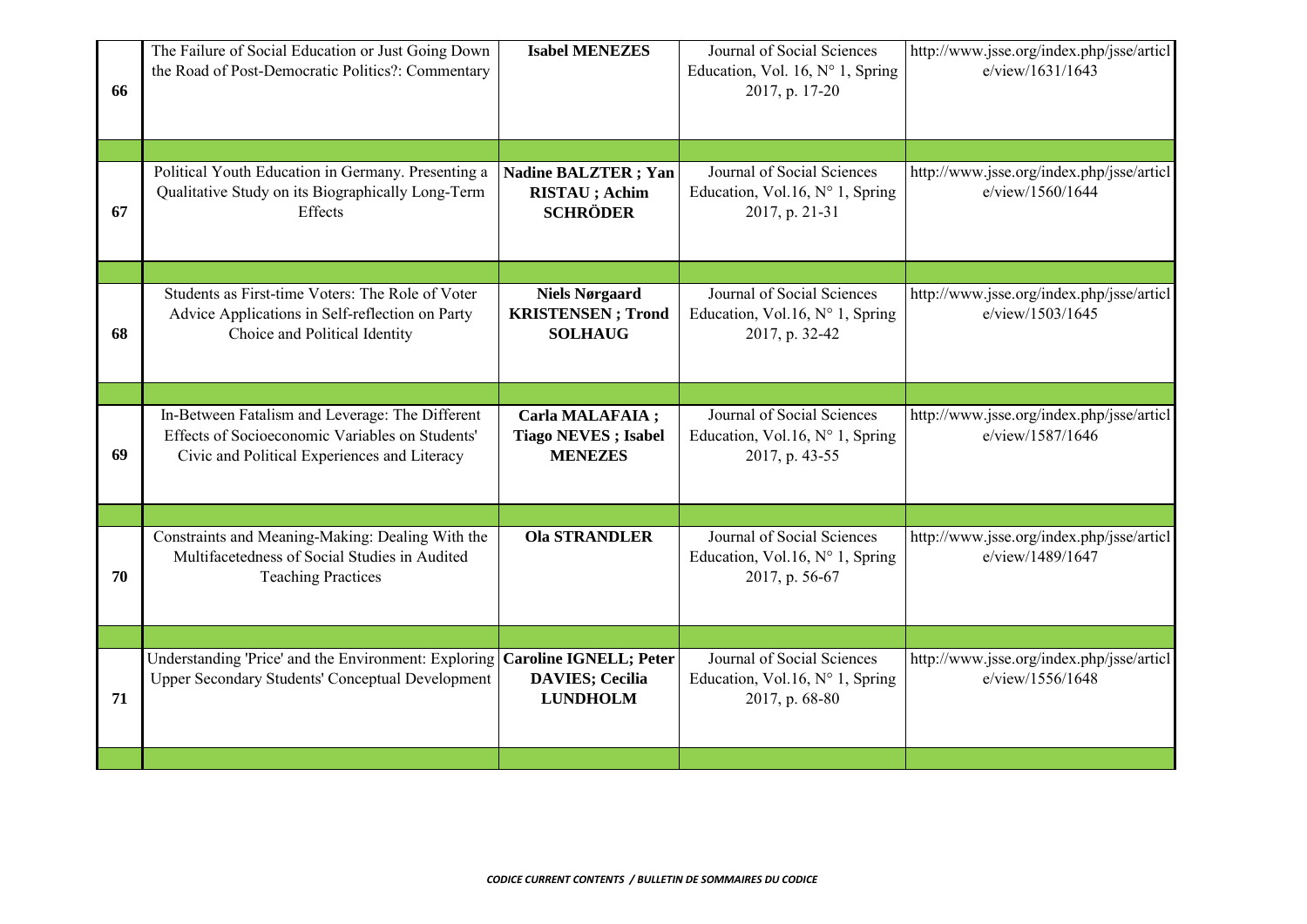| | | | | |
|---|---|---|---|---|
| 66 | The Failure of Social Education or Just Going Down the Road of Post-Democratic Politics?: Commentary | **Isabel MENEZES** | Journal of Social Sciences Education, Vol. 16, N° 1, Spring 2017, p. 17-20 | http://www.jsse.org/index.php/jsse/article/view/1631/1643 |
| | | | | |
| 67 | Political Youth Education in Germany. Presenting a Qualitative Study on its Biographically Long-Term Effects | **Nadine BALTZER ; Yan RISTAU ; Achim SCHRÖDER** | Journal of Social Sciences Education, Vol.16, N° 1, Spring 2017, p. 21-31 | http://www.jsse.org/index.php/jsse/article/view/1560/1644 |
| | | | | |
| 68 | Students as First-time Voters: The Role of Voter Advice Applications in Self-reflection on Party Choice and Political Identity | **Niels Nørgaard KRISTENSEN ; Trond SOLHAUG** | Journal of Social Sciences Education, Vol.16, N° 1, Spring 2017, p. 32-42 | http://www.jsse.org/index.php/jsse/article/view/1503/1645 |
| | | | | |
| 69 | In-Between Fatalism and Leverage: The Different Effects of Socioeconomic Variables on Students' Civic and Political Experiences and Literacy | **Carla MALAFAIA ; Tiago NEVES ; Isabel MENEZES** | Journal of Social Sciences Education, Vol.16, N° 1, Spring 2017, p. 43-55 | http://www.jsse.org/index.php/jsse/article/view/1587/1646 |
| | | | | |
| 70 | Constraints and Meaning-Making: Dealing With the Multifacetedness of Social Studies in Audited Teaching Practices | **Ola STRANDLER** | Journal of Social Sciences Education, Vol.16, N° 1, Spring 2017, p. 56-67 | http://www.jsse.org/index.php/jsse/article/view/1489/1647 |
| | | | | |
| 71 | Understanding 'Price' and the Environment: Exploring Upper Secondary Students' Conceptual Development | **Caroline IGNELL; Peter DAVIES; Cecilia LUNDHOLM** | Journal of Social Sciences Education, Vol.16, N° 1, Spring 2017, p. 68-80 | http://www.jsse.org/index.php/jsse/article/view/1556/1648 |
| | | | | |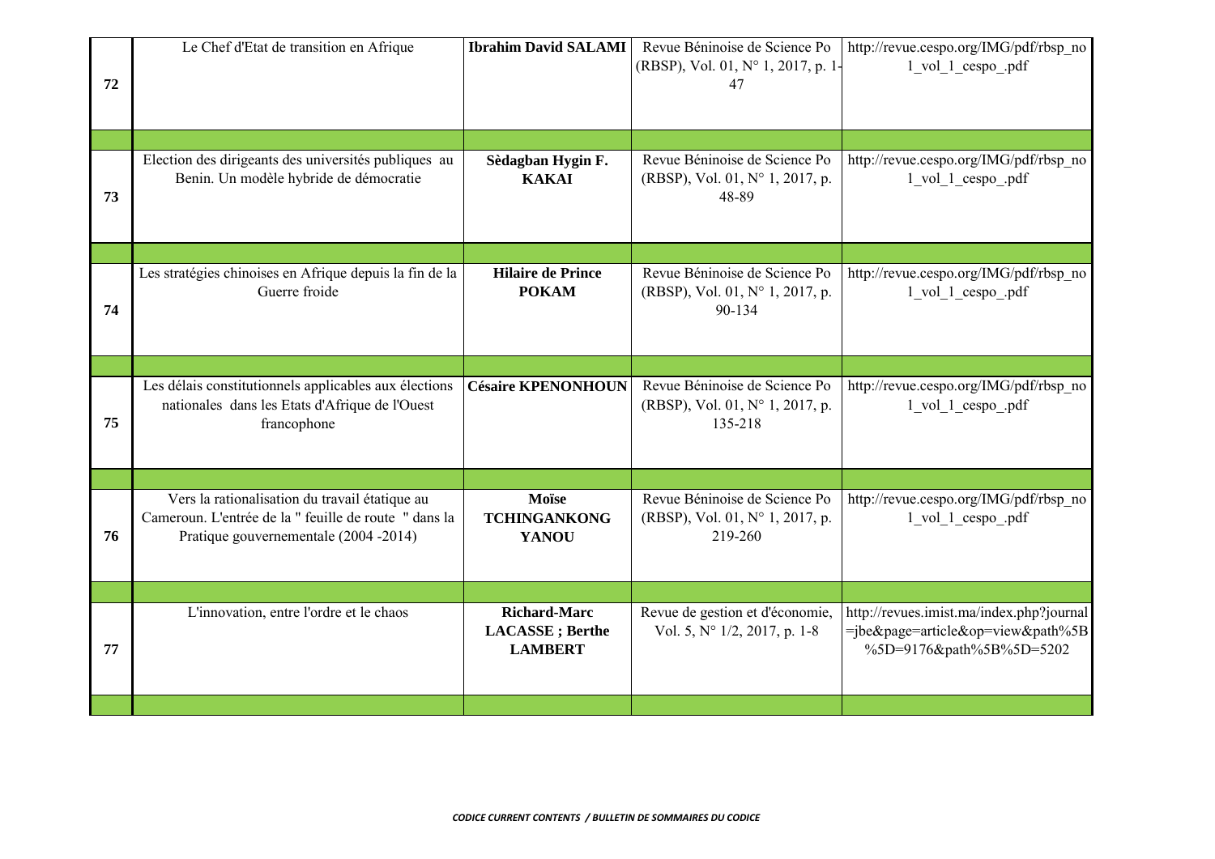| | | | | |
|---|---|---|---|---|
| 72 | Le Chef d'Etat de transition en Afrique | **Ibrahim David SALAMI** | Revue Béninoise de Science Po (RBSP), Vol. 01, N° 1, 2017, p. 1-47 | http://revue.cespo.org/IMG/pdf/rbsp_no1_vol_1_cespo_.pdf |
| | | | | |
| 73 | Election des dirigeants des universités publiques au Benin. Un modèle hybride de démocratie | **Sèdagban Hygin F. KAKAI** | Revue Béninoise de Science Po (RBSP), Vol. 01, N° 1, 2017, p. 48-89 | http://revue.cespo.org/IMG/pdf/rbsp_no1_vol_1_cespo_.pdf |
| | | | | |
| 74 | Les stratégies chinoises en Afrique depuis la fin de la Guerre froide | **Hilaire de Prince POKAM** | Revue Béninoise de Science Po (RBSP), Vol. 01, N° 1, 2017, p. 90-134 | http://revue.cespo.org/IMG/pdf/rbsp_no1_vol_1_cespo_.pdf |
| | | | | |
| 75 | Les délais constitutionnels applicables aux élections nationales dans les Etats d'Afrique de l'Ouest francophone | **Césaire KPENONHOUN** | Revue Béninoise de Science Po (RBSP), Vol. 01, N° 1, 2017, p. 135-218 | http://revue.cespo.org/IMG/pdf/rbsp_no1_vol_1_cespo_.pdf |
| | | | | |
| 76 | Vers la rationalisation du travail étatique au Cameroun. L'entrée de la " feuille de route " dans la Pratique gouvernementale (2004 -2014) | **Moïse TCHINGANKONG YANOU** | Revue Béninoise de Science Po (RBSP), Vol. 01, N° 1, 2017, p. 219-260 | http://revue.cespo.org/IMG/pdf/rbsp_no1_vol_1_cespo_.pdf |
| | | | | |
| 77 | L'innovation, entre l'ordre et le chaos | **Richard-Marc LACASSE ; Berthe LAMBERT** | Revue de gestion et d'économie, Vol. 5, N° 1/2, 2017, p. 1-8 | http://revues.imist.ma/index.php?journal=jbe&page=article&op=view&path%5B%5D=9176&path%5B%5D=5202 |
| | | | | |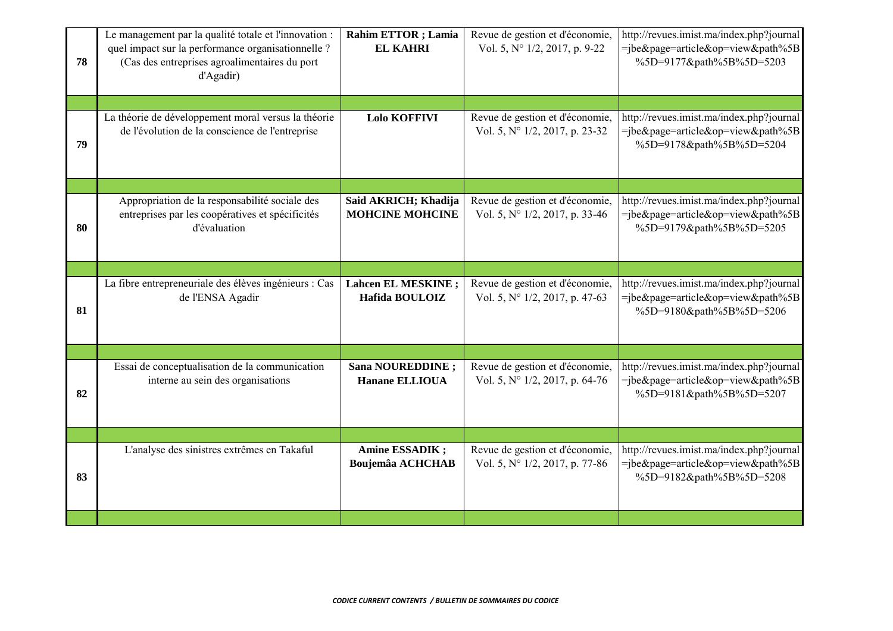| 78 | Le management par la qualité totale et l'innovation : quel impact sur la performance organisationnelle ? (Cas des entreprises agroalimentaires du port d'Agadir) | **Rahim ETTOR ; Lamia EL KAHRI** | Revue de gestion et d'économie, Vol. 5, N° 1/2, 2017, p. 9-22 | http://revues.imist.ma/index.php?journal=jbe&page=article&op=view&path%5B%5D=9177&path%5B%5D=5203 |
|---|---|---|---|---|
| | | | | |
| 79 | La théorie de développement moral versus la théorie de l'évolution de la conscience de l'entreprise | **Lolo KOFFIVI** | Revue de gestion et d'économie, Vol. 5, N° 1/2, 2017, p. 23-32 | http://revues.imist.ma/index.php?journal=jbe&page=article&op=view&path%5B%5D=9178&path%5B%5D=5204 |
| | | | | |
| 80 | Appropriation de la responsabilité sociale des entreprises par les coopératives et spécificités d'évaluation | **Said AKRICH; Khadija MOHCINE MOHCINE** | Revue de gestion et d'économie, Vol. 5, N° 1/2, 2017, p. 33-46 | http://revues.imist.ma/index.php?journal=jbe&page=article&op=view&path%5B%5D=9179&path%5B%5D=5205 |
| | | | | |
| 81 | La fibre entrepreneuriale des élèves ingénieurs : Cas de l'ENSA Agadir | **Lahcen EL MESKINE ; Hafida BOULOIZ** | Revue de gestion et d'économie, Vol. 5, N° 1/2, 2017, p. 47-63 | http://revues.imist.ma/index.php?journal=jbe&page=article&op=view&path%5B%5D=9180&path%5B%5D=5206 |
| | | | | |
| 82 | Essai de conceptualisation de la communication interne au sein des organisations | **Sana NOUREDDINE ; Hanane ELLIOUA** | Revue de gestion et d'économie, Vol. 5, N° 1/2, 2017, p. 64-76 | http://revues.imist.ma/index.php?journal=jbe&page=article&op=view&path%5B%5D=9181&path%5B%5D=5207 |
| | | | | |
| 83 | L'analyse des sinistres extrêmes en Takaful | **Amine ESSADIK ; Boujemâa ACHCHAB** | Revue de gestion et d'économie, Vol. 5, N° 1/2, 2017, p. 77-86 | http://revues.imist.ma/index.php?journal=jbe&page=article&op=view&path%5B%5D=9182&path%5B%5D=5208 |
| | | | | |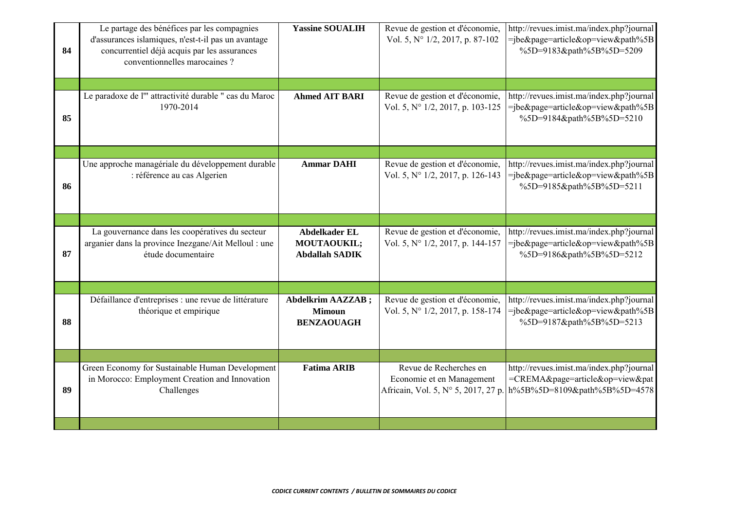| | | | | |
|---|---|---|---|---|
| **84** | Le partage des bénéfices par les compagnies d'assurances islamiques, n'est-t-il pas un avantage concurrentiel déjà acquis par les assurances conventionnelles marocaines ? | **Yassine SOUALIH** | Revue de gestion et d'économie, Vol. 5, N° 1/2, 2017, p. 87-102 | http://revues.imist.ma/index.php?journal=jbe&page=article&op=view&path%5B%5D=9183&path%5B%5D=5209 |
| | | | | |
| **85** | Le paradoxe de l'" attractivité durable " cas du Maroc 1970-2014 | **Ahmed AIT BARI** | Revue de gestion et d'économie, Vol. 5, N° 1/2, 2017, p. 103-125 | http://revues.imist.ma/index.php?journal=jbe&page=article&op=view&path%5B%5D=9184&path%5B%5D=5210 |
| | | | | |
| **86** | Une approche managériale du développement durable : référence au cas Algerien | **Ammar DAHI** | Revue de gestion et d'économie, Vol. 5, N° 1/2, 2017, p. 126-143 | http://revues.imist.ma/index.php?journal=jbe&page=article&op=view&path%5B%5D=9185&path%5B%5D=5211 |
| | | | | |
| **87** | La gouvernance dans les coopératives du secteur arganier dans la province Inezgane/Ait Melloul : une étude documentaire | **Abdelkader EL MOUTAOUKIL; Abdallah SADIK** | Revue de gestion et d'économie, Vol. 5, N° 1/2, 2017, p. 144-157 | http://revues.imist.ma/index.php?journal=jbe&page=article&op=view&path%5B%5D=9186&path%5B%5D=5212 |
| | | | | |
| **88** | Défaillance d'entreprises : une revue de littérature théorique et empirique | **Abdelkrim AAZZAB ; Mimoun BENZAOUAGH** | Revue de gestion et d'économie, Vol. 5, N° 1/2, 2017, p. 158-174 | http://revues.imist.ma/index.php?journal=jbe&page=article&op=view&path%5B%5D=9187&path%5B%5D=5213 |
| | | | | |
| **89** | Green Economy for Sustainable Human Development in Morocco: Employment Creation and Innovation Challenges | **Fatima ARIB** | Revue de Recherches en Economie et en Management Africain, Vol. 5, N° 5, 2017, 27 p. | http://revues.imist.ma/index.php?journal=CREMA&page=article&op=view&path%5B%5D=8109&path%5B%5D=4578 |
| | | | | |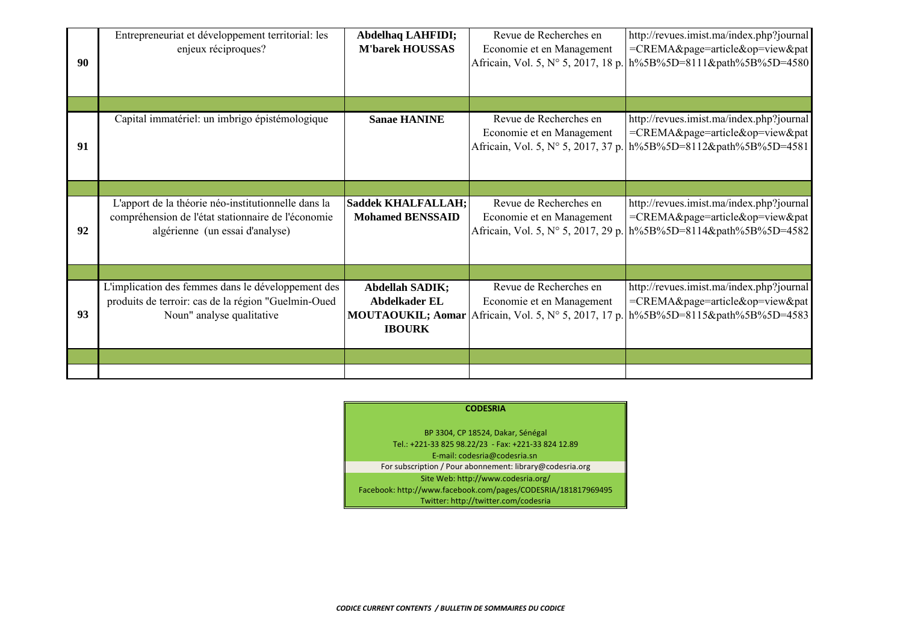| | | | | |
|---|---|---|---|---|
| **90** | Entrepreneuriat et développement territorial: les enjeux réciproques? | **Abdelhaq LAHFIDI; M'barek HOUSSAS** | Revue de Recherches en Economie et en Management Africain, Vol. 5, N° 5, 2017, 18 p. | http://revues.imist.ma/index.php?journal=CREMA&page=article&op=view&path%5B%5D=8111&path%5B%5D=4580 |
| | | | | |
| **91** | Capital immatériel: un imbrigo épistémologique | **Sanae HANINE** | Revue de Recherches en Economie et en Management Africain, Vol. 5, N° 5, 2017, 37 p. | http://revues.imist.ma/index.php?journal=CREMA&page=article&op=view&path%5B%5D=8112&path%5B%5D=4581 |
| | | | | |
| **92** | L'apport de la théorie néo-institutionnelle dans la compréhension de l'état stationnaire de l'économie algérienne (un essai d'analyse) | **Saddek KHALFALLAH; Mohamed BENSSAID** | Revue de Recherches en Economie et en Management Africain, Vol. 5, N° 5, 2017, 29 p. | http://revues.imist.ma/index.php?journal=CREMA&page=article&op=view&path%5B%5D=8114&path%5B%5D=4582 |
| | | | | |
| **93** | L'implication des femmes dans le développement des produits de terroir: cas de la région "Guelmin-Oued Noun" analyse qualitative | **Abdellah SADIK; Abdelkader EL MOUTAOUKIL; Aomar IBOURK** | Revue de Recherches en Economie et en Management Africain, Vol. 5, N° 5, 2017, 17 p. | http://revues.imist.ma/index.php?journal=CREMA&page=article&op=view&path%5B%5D=8115&path%5B%5D=4583 |
| | | | | |
| | | | | |

**CODESRIA**

BP 3304, CP 18524, Dakar, Sénégal
Tel.: +221-33 825 98.22/23 - Fax: +221-33 824 12.89
E-mail: codesria@codesria.sn
For subscription / Pour abonnement: library@codesria.org
Site Web: http://www.codesria.org/
Facebook: http://www.facebook.com/pages/CODESRIA/181817969495
Twitter: http://twitter.com/codesria